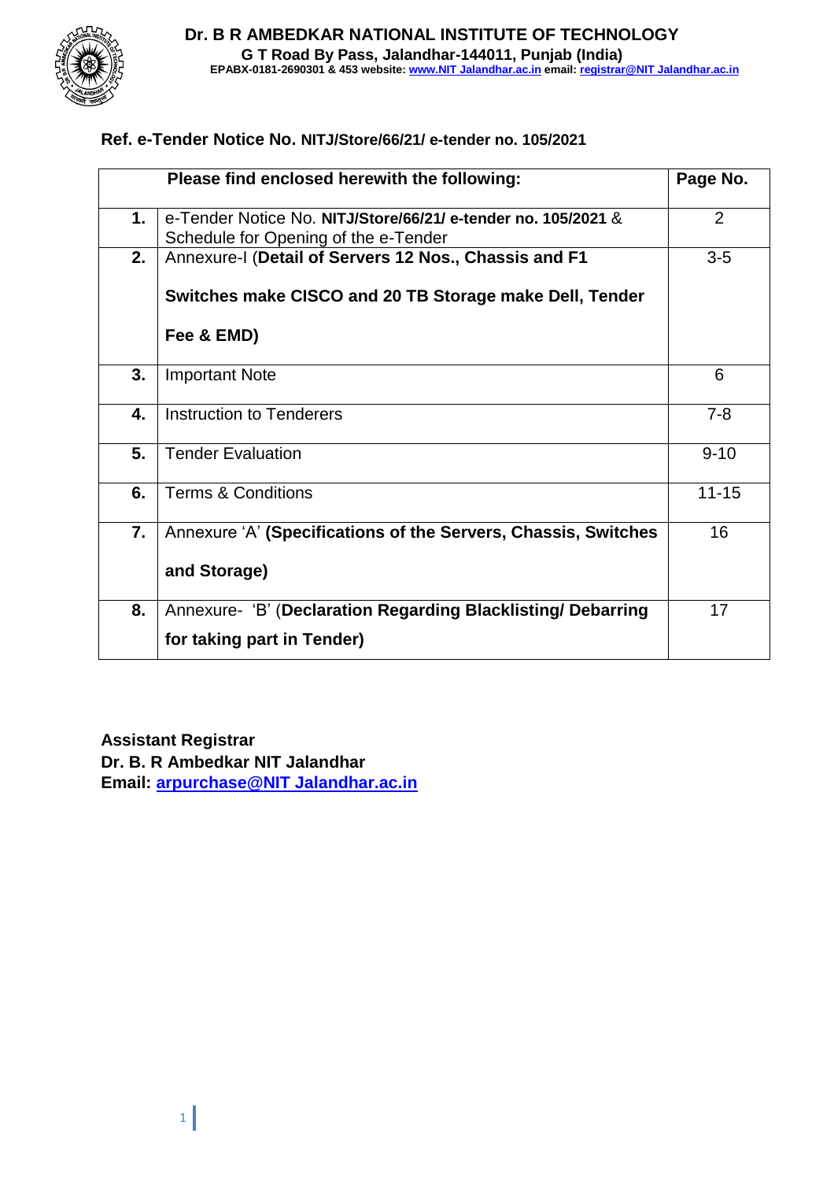# Dr. B R AMBEDKAR NATIONAL INSTITUTE OF TECHNOLOGY

**G T Road By Pass, Jalandhar-144011, Punjab (India)**

**EPABX-0181-2690301 & 453 website: [www.NIT Jalandhar.ac.in](www.NIT Jalandhar.ac.in) email: [registrar@NIT Jalandhar.ac.in](mailto:registrar@NIT Jalandhar.ac.in)**

## Ref. e-Tender Notice No. NITJ/Store/66/21/ e-tender no. 105/2021

| | Please find enclosed herewith the following: | Page No. |
|---|---|---|
| **1.** | e-Tender Notice No. **NITJ/Store/66/21/ e-tender no. 105/2021** & Schedule for Opening of the e-Tender | 2 |
| **2.** | Annexure-I (**Detail of Servers 12 Nos., Chassis and F1 Switches make CISCO and 20 TB Storage make Dell, Tender Fee & EMD)** | 3-5 |
| **3.** | Important Note | 6 |
| **4.** | Instruction to Tenderers | 7-8 |
| **5.** | Tender Evaluation | 9-10 |
| **6.** | Terms & Conditions | 11-15 |
| **7.** | Annexure 'A' **(Specifications of the Servers, Chassis, Switches and Storage)** | 16 |
| **8.** | Annexure- 'B' (**Declaration Regarding Blacklisting/ Debarring for taking part in Tender)** | 17 |

**Assistant Registrar**
**Dr. B. R Ambedkar NIT Jalandhar**
**Email: [arpurchase@NIT Jalandhar.ac.in](mailto:arpurchase@NIT Jalandhar.ac.in)**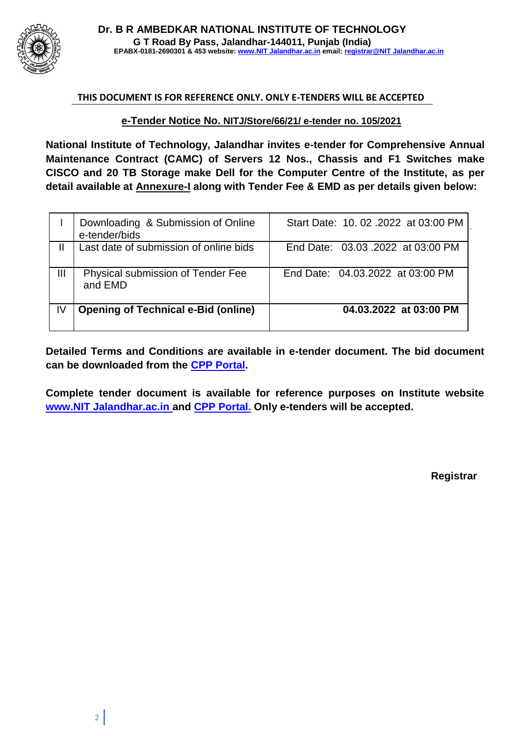**Dr. B R AMBEDKAR NATIONAL INSTITUTE OF TECHNOLOGY**
**G T Road By Pass, Jalandhar-144011, Punjab (India)**
**EPABX-0181-2690301 & 453 website: www.NIT Jalandhar.ac.in email: registrar@NIT Jalandhar.ac.in**

**THIS DOCUMENT IS FOR REFERENCE ONLY. ONLY E-TENDERS WILL BE ACCEPTED**

**e-Tender Notice No. NITJ/Store/66/21/ e-tender no. 105/2021**

**National Institute of Technology, Jalandhar invites e-tender for Comprehensive Annual Maintenance Contract (CAMC) of Servers 12 Nos., Chassis and F1 Switches make CISCO and 20 TB Storage make Dell for the Computer Centre of the Institute, as per detail available at Annexure-I along with Tender Fee & EMD as per details given below:**

| | | |
|---|---|---|
| I | Downloading & Submission of Online e-tender/bids | Start Date: 10. 02 .2022 at 03:00 PM |
| II | Last date of submission of online bids | End Date: 03.03 .2022 at 03:00 PM |
| III | Physical submission of Tender Fee and EMD | End Date: 04.03.2022 at 03:00 PM |
| IV | **Opening of Technical e-Bid (online)** | **04.03.2022 at 03:00 PM** |

**Detailed Terms and Conditions are available in e-tender document. The bid document can be downloaded from the CPP Portal.**

**Complete tender document is available for reference purposes on Institute website www.NIT Jalandhar.ac.in and CPP Portal. Only e-tenders will be accepted.**

**Registrar**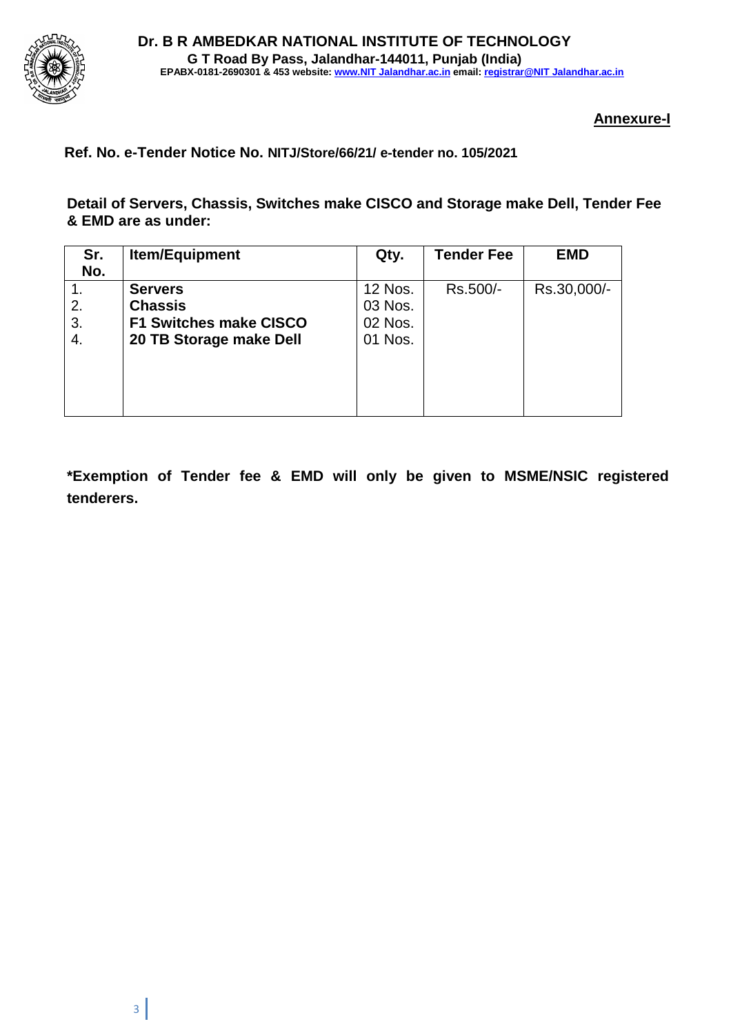**Dr. B R AMBEDKAR NATIONAL INSTITUTE OF TECHNOLOGY**
**G T Road By Pass, Jalandhar-144011, Punjab (India)**
**EPABX-0181-2690301 & 453 website: [www.NIT Jalandhar.ac.in](www.NIT Jalandhar.ac.in) email: [registrar@NIT Jalandhar.ac.in](registrar@NIT Jalandhar.ac.in)**

**Annexure-I**

**Ref. No. e-Tender Notice No. NITJ/Store/66/21/ e-tender no. 105/2021**

**Detail of Servers, Chassis, Switches make CISCO and Storage make Dell, Tender Fee & EMD are as under:**

| Sr. No. | Item/Equipment | Qty. | Tender Fee | EMD |
|---|---|---|---|---|
| 1.<br>2.<br>3.<br>4. | **Servers**<br>**Chassis**<br>**F1 Switches make CISCO**<br>**20 TB Storage make Dell** | 12 Nos.<br>03 Nos.<br>02 Nos.<br>01 Nos. | Rs.500/- | Rs.30,000/- |

***Exemption of Tender fee & EMD will only be given to MSME/NSIC registered tenderers.**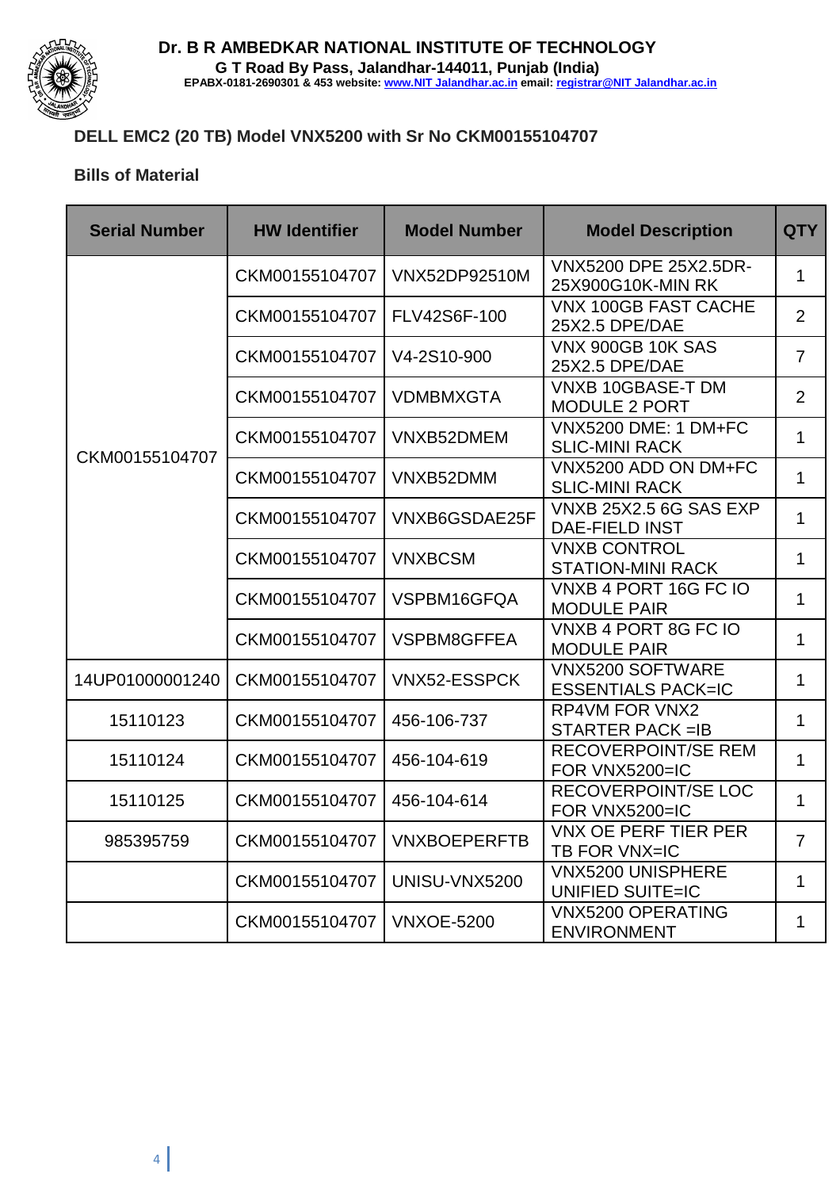**Dr. B R AMBEDKAR NATIONAL INSTITUTE OF TECHNOLOGY**
**G T Road By Pass, Jalandhar-144011, Punjab (India)**
**EPABX-0181-2690301 & 453 website: [www.NIT Jalandhar.ac.in](www.NIT Jalandhar.ac.in) email: [registrar@NIT Jalandhar.ac.in](registrar@NIT Jalandhar.ac.in)**

## DELL EMC2 (20 TB) Model VNX5200 with Sr No CKM00155104707

### Bills of Material

| Serial Number | HW Identifier | Model Number | Model Description | QTY |
|---|---|---|---|---|
| CKM00155104707 | CKM00155104707 | VNX52DP92510M | VNX5200 DPE 25X2.5DR-25X900G10K-MIN RK | 1 |
| | CKM00155104707 | FLV42S6F-100 | VNX 100GB FAST CACHE 25X2.5 DPE/DAE | 2 |
| | CKM00155104707 | V4-2S10-900 | VNX 900GB 10K SAS 25X2.5 DPE/DAE | 7 |
| | CKM00155104707 | VDMBMXGTA | VNXB 10GBASE-T DM MODULE 2 PORT | 2 |
| | CKM00155104707 | VNXB52DMEM | VNX5200 DME: 1 DM+FC SLIC-MINI RACK | 1 |
| | CKM00155104707 | VNXB52DMM | VNX5200 ADD ON DM+FC SLIC-MINI RACK | 1 |
| | CKM00155104707 | VNXB6GSDAE25F | VNXB 25X2.5 6G SAS EXP DAE-FIELD INST | 1 |
| | CKM00155104707 | VNXBCSM | VNXB CONTROL STATION-MINI RACK | 1 |
| | CKM00155104707 | VSPBM16GFQA | VNXB 4 PORT 16G FC IO MODULE PAIR | 1 |
| | CKM00155104707 | VSPBM8GFFEA | VNXB 4 PORT 8G FC IO MODULE PAIR | 1 |
| 14UP01000001240 | CKM00155104707 | VNX52-ESSPCK | VNX5200 SOFTWARE ESSENTIALS PACK=IC | 1 |
| 15110123 | CKM00155104707 | 456-106-737 | RP4VM FOR VNX2 STARTER PACK =IB | 1 |
| 15110124 | CKM00155104707 | 456-104-619 | RECOVERPOINT/SE REM FOR VNX5200=IC | 1 |
| 15110125 | CKM00155104707 | 456-104-614 | RECOVERPOINT/SE LOC FOR VNX5200=IC | 1 |
| 985395759 | CKM00155104707 | VNXBOEPERFTB | VNX OE PERF TIER PER TB FOR VNX=IC | 7 |
| | CKM00155104707 | UNISU-VNX5200 | VNX5200 UNISPHERE UNIFIED SUITE=IC | 1 |
| | CKM00155104707 | VNXOE-5200 | VNX5200 OPERATING ENVIRONMENT | 1 |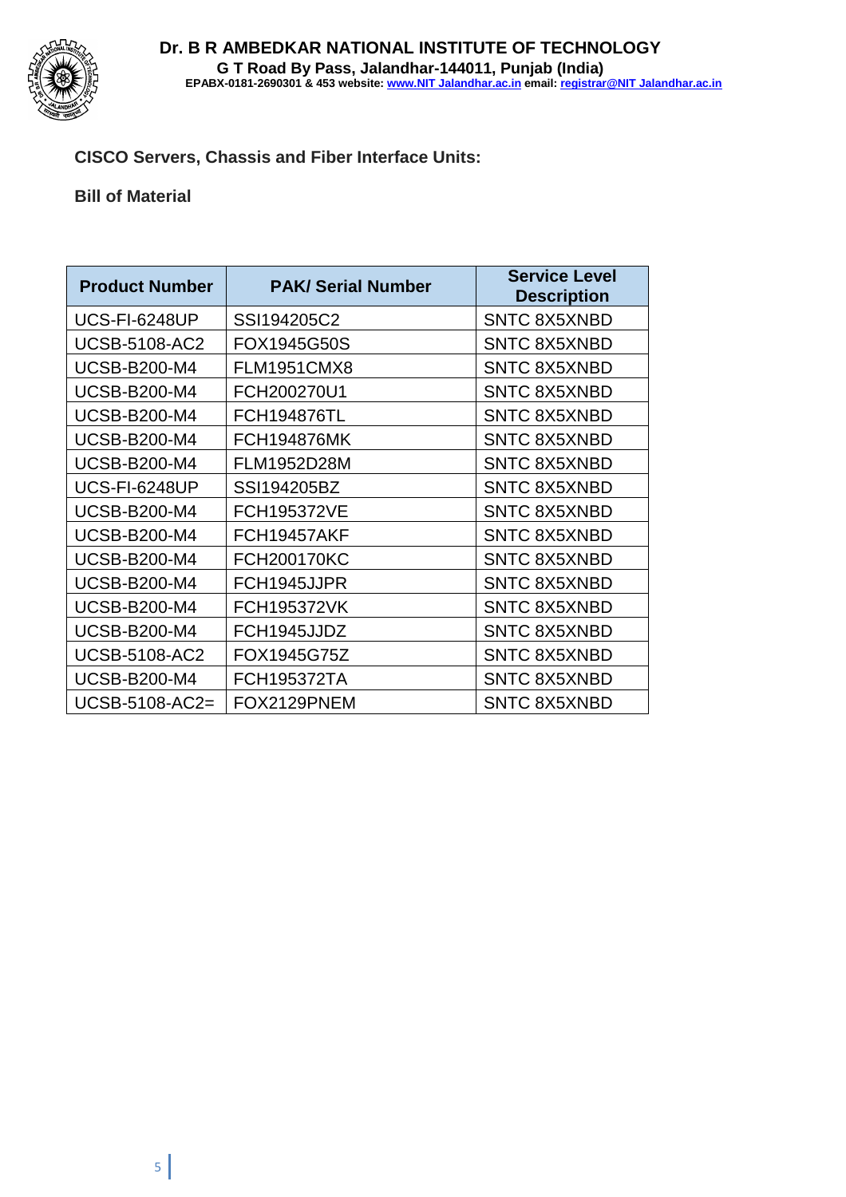**Dr. B R AMBEDKAR NATIONAL INSTITUTE OF TECHNOLOGY**
**G T Road By Pass, Jalandhar-144011, Punjab (India)**
**EPABX-0181-2690301 & 453 website: www.NIT Jalandhar.ac.in email: registrar@NIT Jalandhar.ac.in**

**CISCO Servers, Chassis and Fiber Interface Units:**

**Bill of Material**

| Product Number | PAK/ Serial Number | Service Level Description |
|---|---|---|
| UCS-FI-6248UP | SSI194205C2 | SNTC 8X5XNBD |
| UCSB-5108-AC2 | FOX1945G50S | SNTC 8X5XNBD |
| UCSB-B200-M4 | FLM1951CMX8 | SNTC 8X5XNBD |
| UCSB-B200-M4 | FCH200270U1 | SNTC 8X5XNBD |
| UCSB-B200-M4 | FCH194876TL | SNTC 8X5XNBD |
| UCSB-B200-M4 | FCH194876MK | SNTC 8X5XNBD |
| UCSB-B200-M4 | FLM1952D28M | SNTC 8X5XNBD |
| UCS-FI-6248UP | SSI194205BZ | SNTC 8X5XNBD |
| UCSB-B200-M4 | FCH195372VE | SNTC 8X5XNBD |
| UCSB-B200-M4 | FCH19457AKF | SNTC 8X5XNBD |
| UCSB-B200-M4 | FCH200170KC | SNTC 8X5XNBD |
| UCSB-B200-M4 | FCH1945JJPR | SNTC 8X5XNBD |
| UCSB-B200-M4 | FCH195372VK | SNTC 8X5XNBD |
| UCSB-B200-M4 | FCH1945JJDZ | SNTC 8X5XNBD |
| UCSB-5108-AC2 | FOX1945G75Z | SNTC 8X5XNBD |
| UCSB-B200-M4 | FCH195372TA | SNTC 8X5XNBD |
| UCSB-5108-AC2= | FOX2129PNEM | SNTC 8X5XNBD |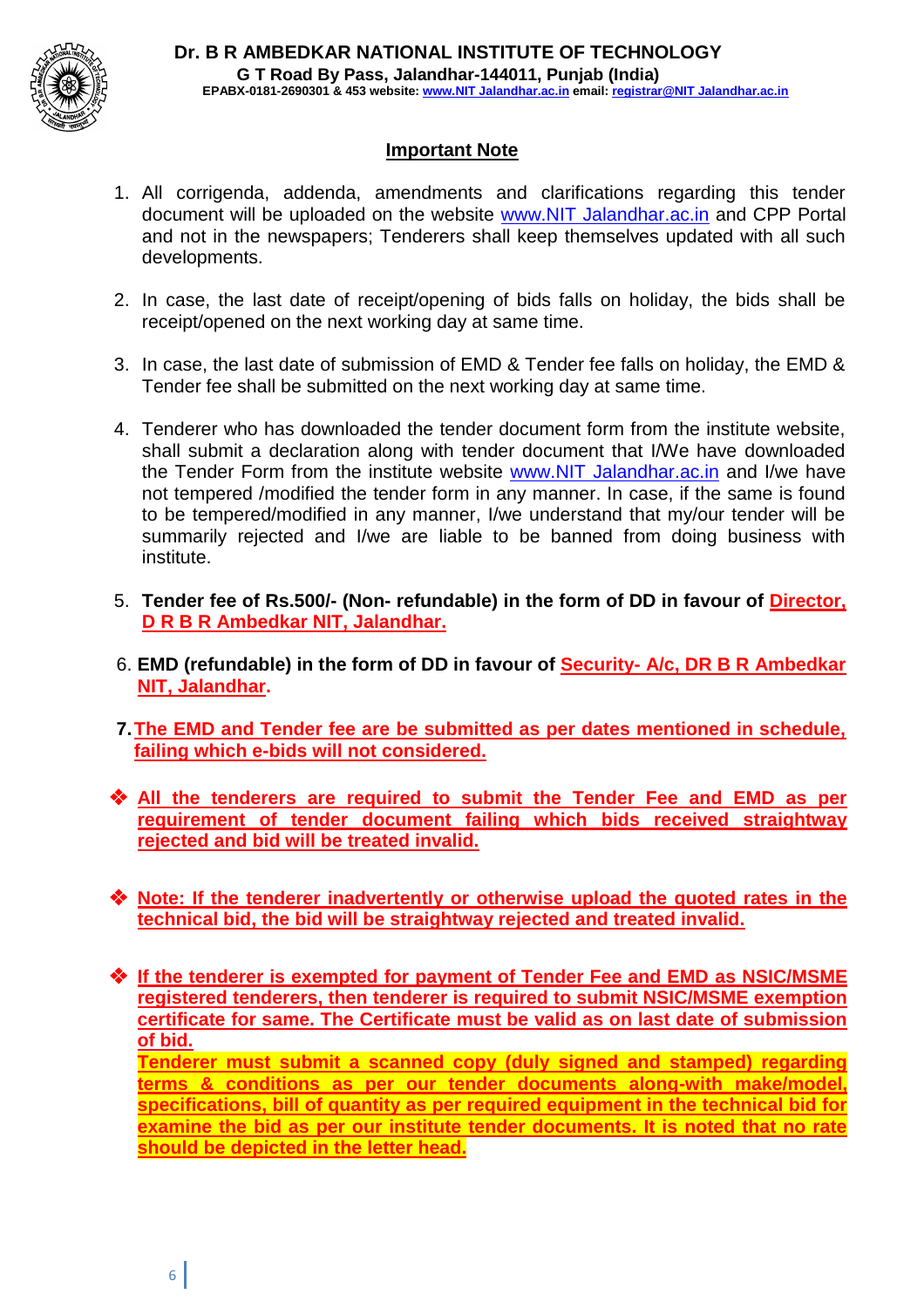**Dr. B R AMBEDKAR NATIONAL INSTITUTE OF TECHNOLOGY**
**G T Road By Pass, Jalandhar-144011, Punjab (India)**
**EPABX-0181-2690301 & 453 website: www.NIT Jalandhar.ac.in email: registrar@NIT Jalandhar.ac.in**

## Important Note

1. All corrigenda, addenda, amendments and clarifications regarding this tender document will be uploaded on the website www.NIT Jalandhar.ac.in and CPP Portal and not in the newspapers; Tenderers shall keep themselves updated with all such developments.

2. In case, the last date of receipt/opening of bids falls on holiday, the bids shall be receipt/opened on the next working day at same time.

3. In case, the last date of submission of EMD & Tender fee falls on holiday, the EMD & Tender fee shall be submitted on the next working day at same time.

4. Tenderer who has downloaded the tender document form from the institute website, shall submit a declaration along with tender document that I/We have downloaded the Tender Form from the institute website www.NIT Jalandhar.ac.in and I/we have not tempered /modified the tender form in any manner. In case, if the same is found to be tempered/modified in any manner, I/we understand that my/our tender will be summarily rejected and I/we are liable to be banned from doing business with institute.

5. **Tender fee of Rs.500/- (Non- refundable) in the form of DD in favour of Director, D R B R Ambedkar NIT, Jalandhar.**

6. **EMD (refundable) in the form of DD in favour of Security- A/c, DR B R Ambedkar NIT, Jalandhar.**

7. **The EMD and Tender fee are be submitted as per dates mentioned in schedule, failing which e-bids will not considered.**

- **All the tenderers are required to submit the Tender Fee and EMD as per requirement of tender document failing which bids received straightway rejected and bid will be treated invalid.**

- **Note: If the tenderer inadvertently or otherwise upload the quoted rates in the technical bid, the bid will be straightway rejected and treated invalid.**

- **If the tenderer is exempted for payment of Tender Fee and EMD as NSIC/MSME registered tenderers, then tenderer is required to submit NSIC/MSME exemption certificate for same. The Certificate must be valid as on last date of submission of bid.**
  **Tenderer must submit a scanned copy (duly signed and stamped) regarding terms & conditions as per our tender documents along-with make/model, specifications, bill of quantity as per required equipment in the technical bid for examine the bid as per our institute tender documents. It is noted that no rate should be depicted in the letter head.**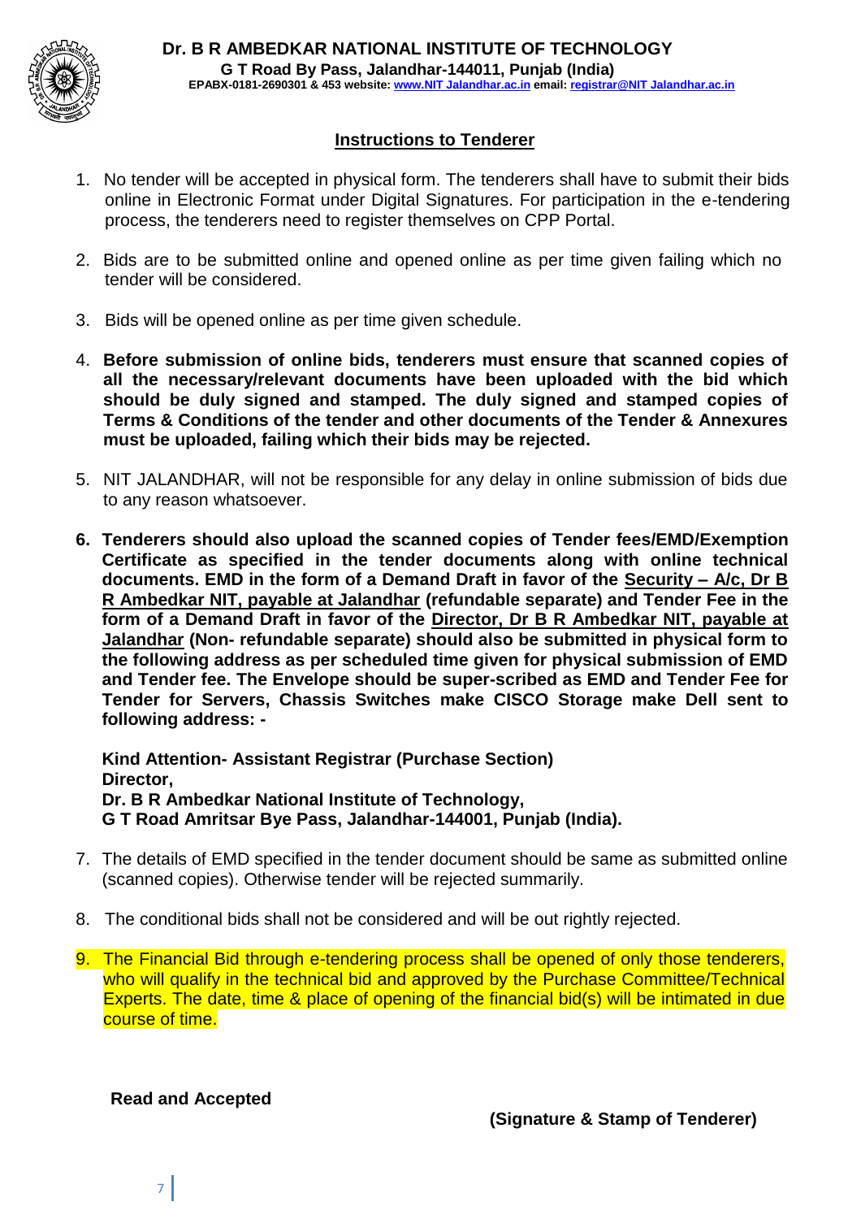**Dr. B R AMBEDKAR NATIONAL INSTITUTE OF TECHNOLOGY**
**G T Road By Pass, Jalandhar-144011, Punjab (India)**
**EPABX-0181-2690301 & 453 website: www.NIT Jalandhar.ac.in email: registrar@NIT Jalandhar.ac.in**

## Instructions to Tenderer

1. No tender will be accepted in physical form. The tenderers shall have to submit their bids online in Electronic Format under Digital Signatures. For participation in the e-tendering process, the tenderers need to register themselves on CPP Portal.

2. Bids are to be submitted online and opened online as per time given failing which no tender will be considered.

3. Bids will be opened online as per time given schedule.

4. **Before submission of online bids, tenderers must ensure that scanned copies of all the necessary/relevant documents have been uploaded with the bid which should be duly signed and stamped. The duly signed and stamped copies of Terms & Conditions of the tender and other documents of the Tender & Annexures must be uploaded, failing which their bids may be rejected.**

5. NIT JALANDHAR, will not be responsible for any delay in online submission of bids due to any reason whatsoever.

6. **Tenderers should also upload the scanned copies of Tender fees/EMD/Exemption Certificate as specified in the tender documents along with online technical documents. EMD in the form of a Demand Draft in favor of the Security – A/c, Dr B R Ambedkar NIT, payable at Jalandhar (refundable separate) and Tender Fee in the form of a Demand Draft in favor of the Director, Dr B R Ambedkar NIT, payable at Jalandhar (Non- refundable separate) should also be submitted in physical form to the following address as per scheduled time given for physical submission of EMD and Tender fee. The Envelope should be super-scribed as EMD and Tender Fee for Tender for Servers, Chassis Switches make CISCO Storage make Dell sent to following address: -**

   **Kind Attention- Assistant Registrar (Purchase Section)**
   **Director,**
   **Dr. B R Ambedkar National Institute of Technology,**
   **G T Road Amritsar Bye Pass, Jalandhar-144001, Punjab (India).**

7. The details of EMD specified in the tender document should be same as submitted online (scanned copies). Otherwise tender will be rejected summarily.

8. The conditional bids shall not be considered and will be out rightly rejected.

9. The Financial Bid through e-tendering process shall be opened of only those tenderers, who will qualify in the technical bid and approved by the Purchase Committee/Technical Experts. The date, time & place of opening of the financial bid(s) will be intimated in due course of time.

**Read and Accepted**

**(Signature & Stamp of Tenderer)**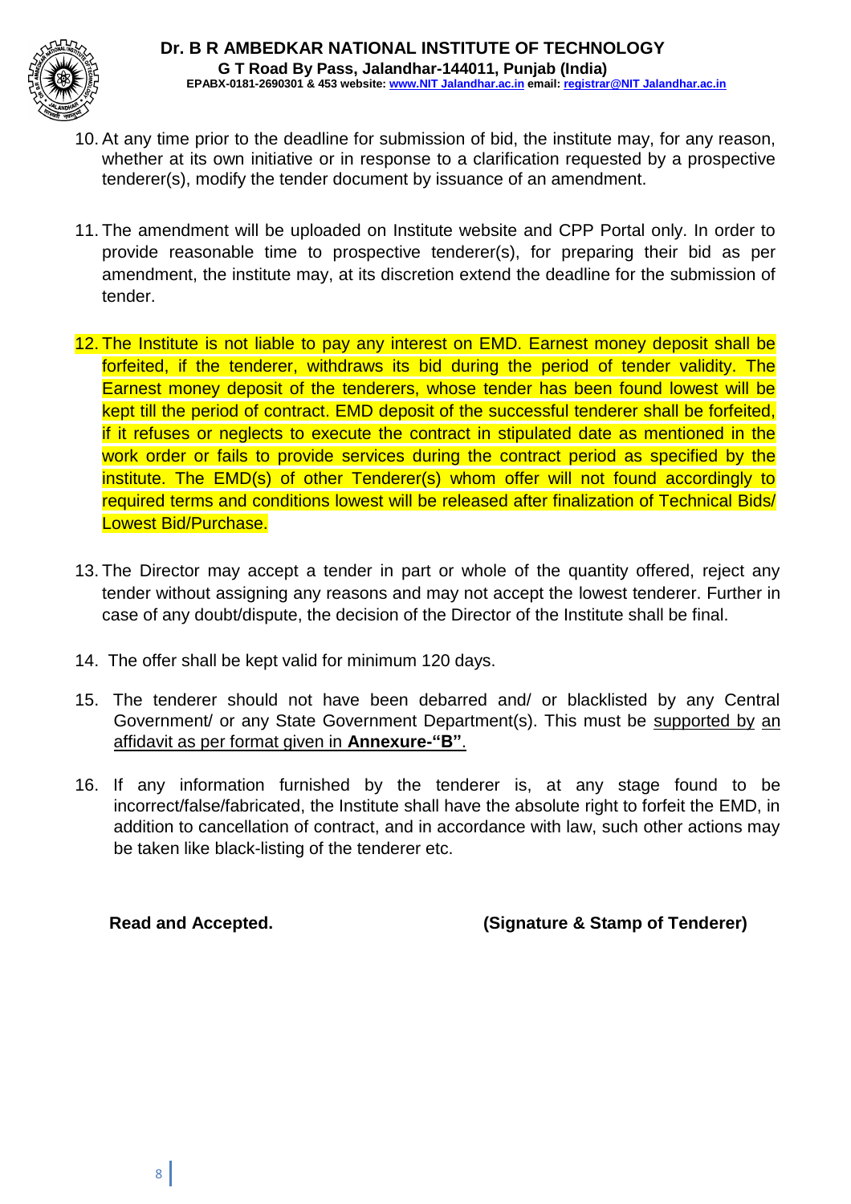10. At any time prior to the deadline for submission of bid, the institute may, for any reason, whether at its own initiative or in response to a clarification requested by a prospective tenderer(s), modify the tender document by issuance of an amendment.

11. The amendment will be uploaded on Institute website and CPP Portal only. In order to provide reasonable time to prospective tenderer(s), for preparing their bid as per amendment, the institute may, at its discretion extend the deadline for the submission of tender.

12. The Institute is not liable to pay any interest on EMD. Earnest money deposit shall be forfeited, if the tenderer, withdraws its bid during the period of tender validity. The Earnest money deposit of the tenderers, whose tender has been found lowest will be kept till the period of contract. EMD deposit of the successful tenderer shall be forfeited, if it refuses or neglects to execute the contract in stipulated date as mentioned in the work order or fails to provide services during the contract period as specified by the institute. The EMD(s) of other Tenderer(s) whom offer will not found accordingly to required terms and conditions lowest will be released after finalization of Technical Bids/ Lowest Bid/Purchase.

13. The Director may accept a tender in part or whole of the quantity offered, reject any tender without assigning any reasons and may not accept the lowest tenderer. Further in case of any doubt/dispute, the decision of the Director of the Institute shall be final.

14. The offer shall be kept valid for minimum 120 days.

15. The tenderer should not have been debarred and/ or blacklisted by any Central Government/ or any State Government Department(s). This must be supported by an affidavit as per format given in **Annexure-"B"**.

16. If any information furnished by the tenderer is, at any stage found to be incorrect/false/fabricated, the Institute shall have the absolute right to forfeit the EMD, in addition to cancellation of contract, and in accordance with law, such other actions may be taken like black-listing of the tenderer etc.

**Read and Accepted.** **(Signature & Stamp of Tenderer)**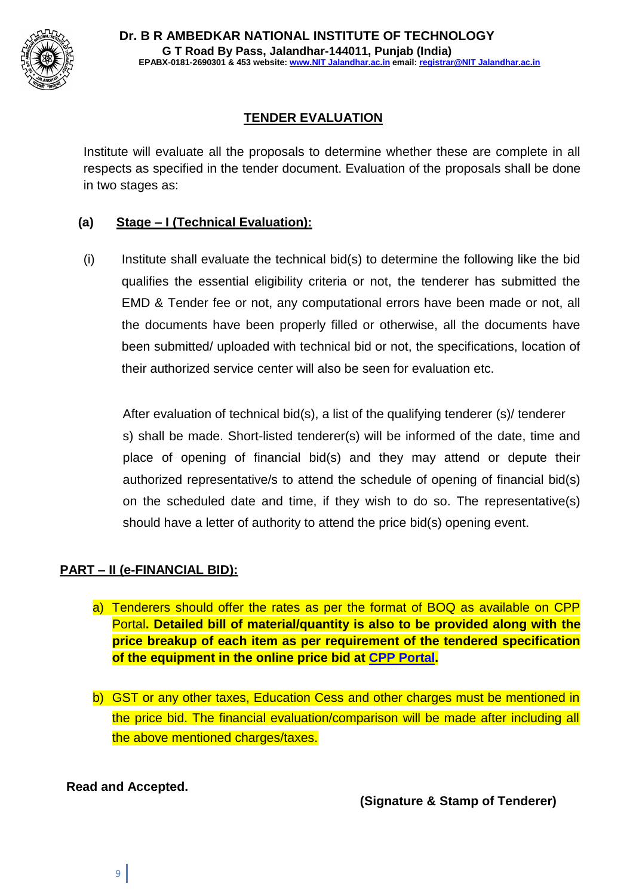**Dr. B R AMBEDKAR NATIONAL INSTITUTE OF TECHNOLOGY**
**G T Road By Pass, Jalandhar-144011, Punjab (India)**
**EPABX-0181-2690301 & 453 website: [www.NIT Jalandhar.ac.in](www.NIT Jalandhar.ac.in) email: [registrar@NIT Jalandhar.ac.in](registrar@NIT Jalandhar.ac.in)**

## TENDER EVALUATION

Institute will evaluate all the proposals to determine whether these are complete in all respects as specified in the tender document. Evaluation of the proposals shall be done in two stages as:

### (a) Stage – I (Technical Evaluation):

(i) Institute shall evaluate the technical bid(s) to determine the following like the bid qualifies the essential eligibility criteria or not, the tenderer has submitted the EMD & Tender fee or not, any computational errors have been made or not, all the documents have been properly filled or otherwise, all the documents have been submitted/ uploaded with technical bid or not, the specifications, location of their authorized service center will also be seen for evaluation etc.

After evaluation of technical bid(s), a list of the qualifying tenderer (s)/ tenderer s) shall be made. Short-listed tenderer(s) will be informed of the date, time and place of opening of financial bid(s) and they may attend or depute their authorized representative/s to attend the schedule of opening of financial bid(s) on the scheduled date and time, if they wish to do so. The representative(s) should have a letter of authority to attend the price bid(s) opening event.

### PART – II (e-FINANCIAL BID):

a) Tenderers should offer the rates as per the format of BOQ as available on CPP Portal**. Detailed bill of material/quantity is also to be provided along with the price breakup of each item as per requirement of the tendered specification of the equipment in the online price bid at CPP Portal.**

b) GST or any other taxes, Education Cess and other charges must be mentioned in the price bid. The financial evaluation/comparison will be made after including all the above mentioned charges/taxes.

**Read and Accepted.**

**(Signature & Stamp of Tenderer)**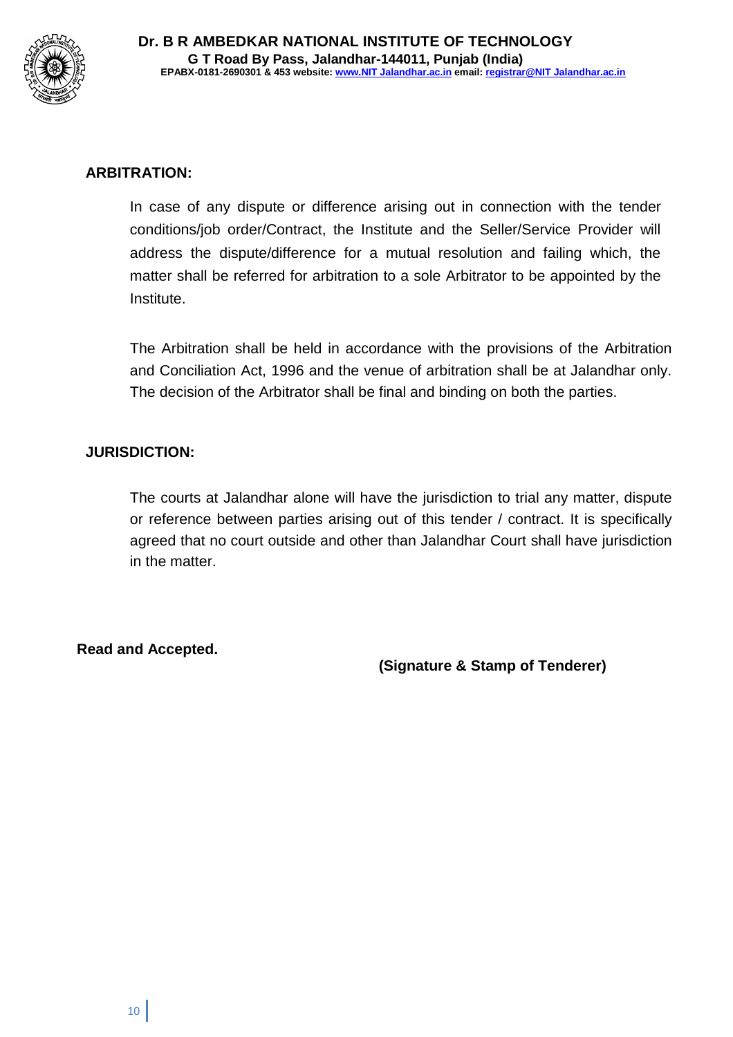## ARBITRATION:

In case of any dispute or difference arising out in connection with the tender conditions/job order/Contract, the Institute and the Seller/Service Provider will address the dispute/difference for a mutual resolution and failing which, the matter shall be referred for arbitration to a sole Arbitrator to be appointed by the Institute.

The Arbitration shall be held in accordance with the provisions of the Arbitration and Conciliation Act, 1996 and the venue of arbitration shall be at Jalandhar only. The decision of the Arbitrator shall be final and binding on both the parties.

## JURISDICTION:

The courts at Jalandhar alone will have the jurisdiction to trial any matter, dispute or reference between parties arising out of this tender / contract. It is specifically agreed that no court outside and other than Jalandhar Court shall have jurisdiction in the matter.

**Read and Accepted.**

**(Signature & Stamp of Tenderer)**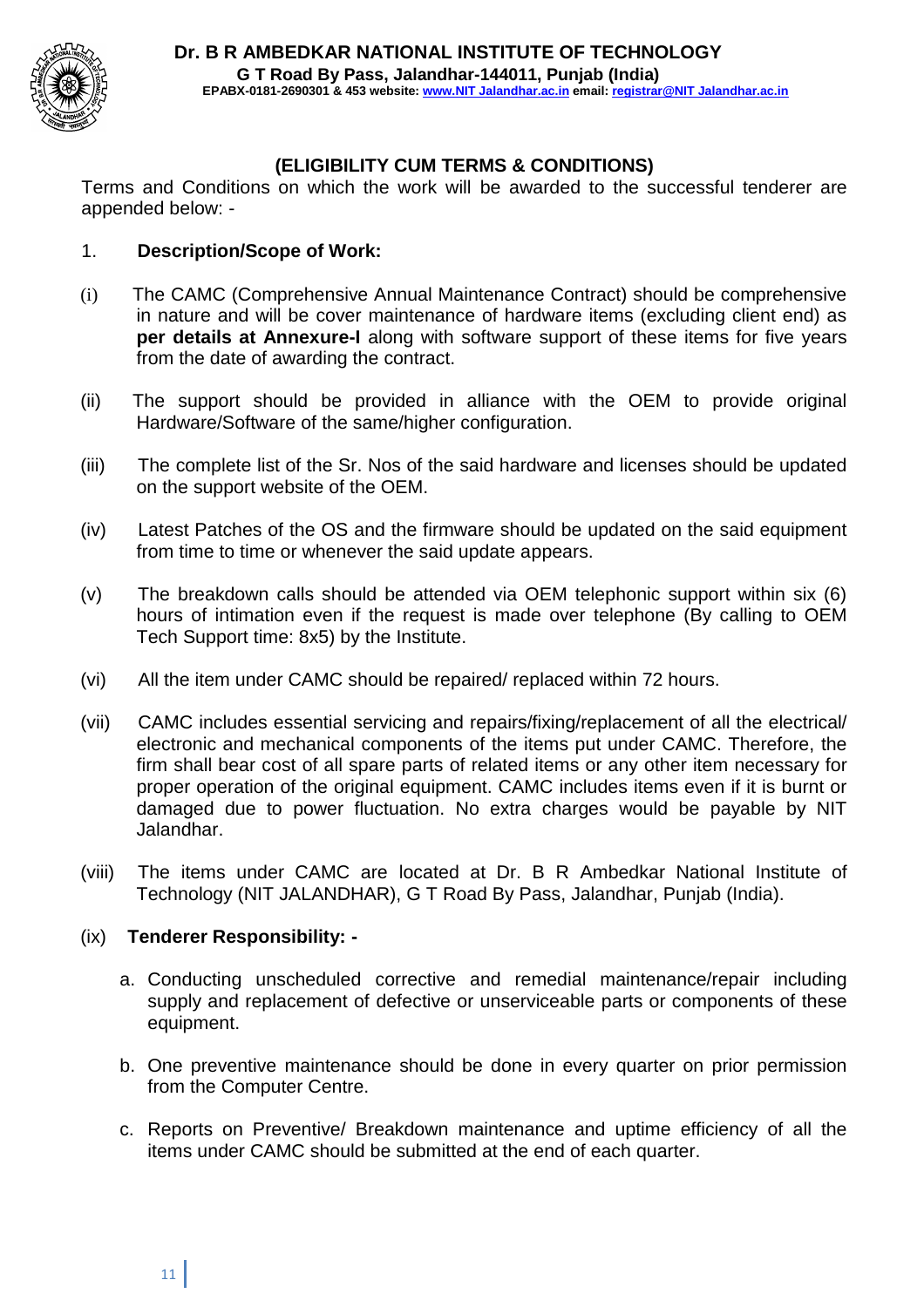**Dr. B R AMBEDKAR NATIONAL INSTITUTE OF TECHNOLOGY**
**G T Road By Pass, Jalandhar-144011, Punjab (India)**
**EPABX-0181-2690301 & 453 website: www.NIT Jalandhar.ac.in email: registrar@NIT Jalandhar.ac.in**

## (ELIGIBILITY CUM TERMS & CONDITIONS)

Terms and Conditions on which the work will be awarded to the successful tenderer are appended below: -

1. **Description/Scope of Work:**

(i) The CAMC (Comprehensive Annual Maintenance Contract) should be comprehensive in nature and will be cover maintenance of hardware items (excluding client end) as **per details at Annexure-I** along with software support of these items for five years from the date of awarding the contract.

(ii) The support should be provided in alliance with the OEM to provide original Hardware/Software of the same/higher configuration.

(iii) The complete list of the Sr. Nos of the said hardware and licenses should be updated on the support website of the OEM.

(iv) Latest Patches of the OS and the firmware should be updated on the said equipment from time to time or whenever the said update appears.

(v) The breakdown calls should be attended via OEM telephonic support within six (6) hours of intimation even if the request is made over telephone (By calling to OEM Tech Support time: 8x5) by the Institute.

(vi) All the item under CAMC should be repaired/ replaced within 72 hours.

(vii) CAMC includes essential servicing and repairs/fixing/replacement of all the electrical/ electronic and mechanical components of the items put under CAMC. Therefore, the firm shall bear cost of all spare parts of related items or any other item necessary for proper operation of the original equipment. CAMC includes items even if it is burnt or damaged due to power fluctuation. No extra charges would be payable by NIT Jalandhar.

(viii) The items under CAMC are located at Dr. B R Ambedkar National Institute of Technology (NIT JALANDHAR), G T Road By Pass, Jalandhar, Punjab (India).

(ix) **Tenderer Responsibility: -**

a. Conducting unscheduled corrective and remedial maintenance/repair including supply and replacement of defective or unserviceable parts or components of these equipment.

b. One preventive maintenance should be done in every quarter on prior permission from the Computer Centre.

c. Reports on Preventive/ Breakdown maintenance and uptime efficiency of all the items under CAMC should be submitted at the end of each quarter.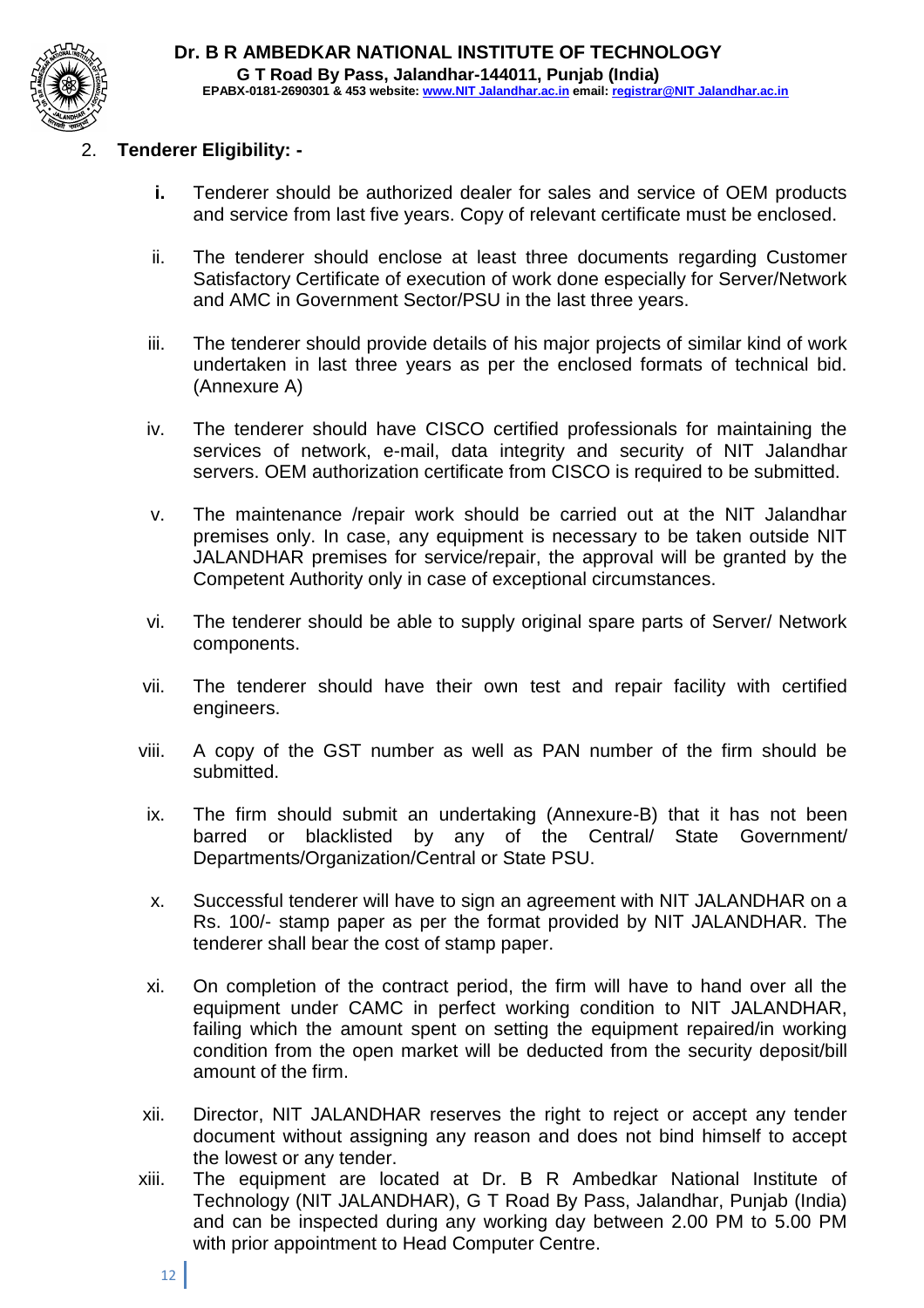2. **Tenderer Eligibility: -**

   i. Tenderer should be authorized dealer for sales and service of OEM products and service from last five years. Copy of relevant certificate must be enclosed.

   ii. The tenderer should enclose at least three documents regarding Customer Satisfactory Certificate of execution of work done especially for Server/Network and AMC in Government Sector/PSU in the last three years.

   iii. The tenderer should provide details of his major projects of similar kind of work undertaken in last three years as per the enclosed formats of technical bid. (Annexure A)

   iv. The tenderer should have CISCO certified professionals for maintaining the services of network, e-mail, data integrity and security of NIT Jalandhar servers. OEM authorization certificate from CISCO is required to be submitted.

   v. The maintenance /repair work should be carried out at the NIT Jalandhar premises only. In case, any equipment is necessary to be taken outside NIT JALANDHAR premises for service/repair, the approval will be granted by the Competent Authority only in case of exceptional circumstances.

   vi. The tenderer should be able to supply original spare parts of Server/ Network components.

   vii. The tenderer should have their own test and repair facility with certified engineers.

   viii. A copy of the GST number as well as PAN number of the firm should be submitted.

   ix. The firm should submit an undertaking (Annexure-B) that it has not been barred or blacklisted by any of the Central/ State Government/ Departments/Organization/Central or State PSU.

   x. Successful tenderer will have to sign an agreement with NIT JALANDHAR on a Rs. 100/- stamp paper as per the format provided by NIT JALANDHAR. The tenderer shall bear the cost of stamp paper.

   xi. On completion of the contract period, the firm will have to hand over all the equipment under CAMC in perfect working condition to NIT JALANDHAR, failing which the amount spent on setting the equipment repaired/in working condition from the open market will be deducted from the security deposit/bill amount of the firm.

   xii. Director, NIT JALANDHAR reserves the right to reject or accept any tender document without assigning any reason and does not bind himself to accept the lowest or any tender.

   xiii. The equipment are located at Dr. B R Ambedkar National Institute of Technology (NIT JALANDHAR), G T Road By Pass, Jalandhar, Punjab (India) and can be inspected during any working day between 2.00 PM to 5.00 PM with prior appointment to Head Computer Centre.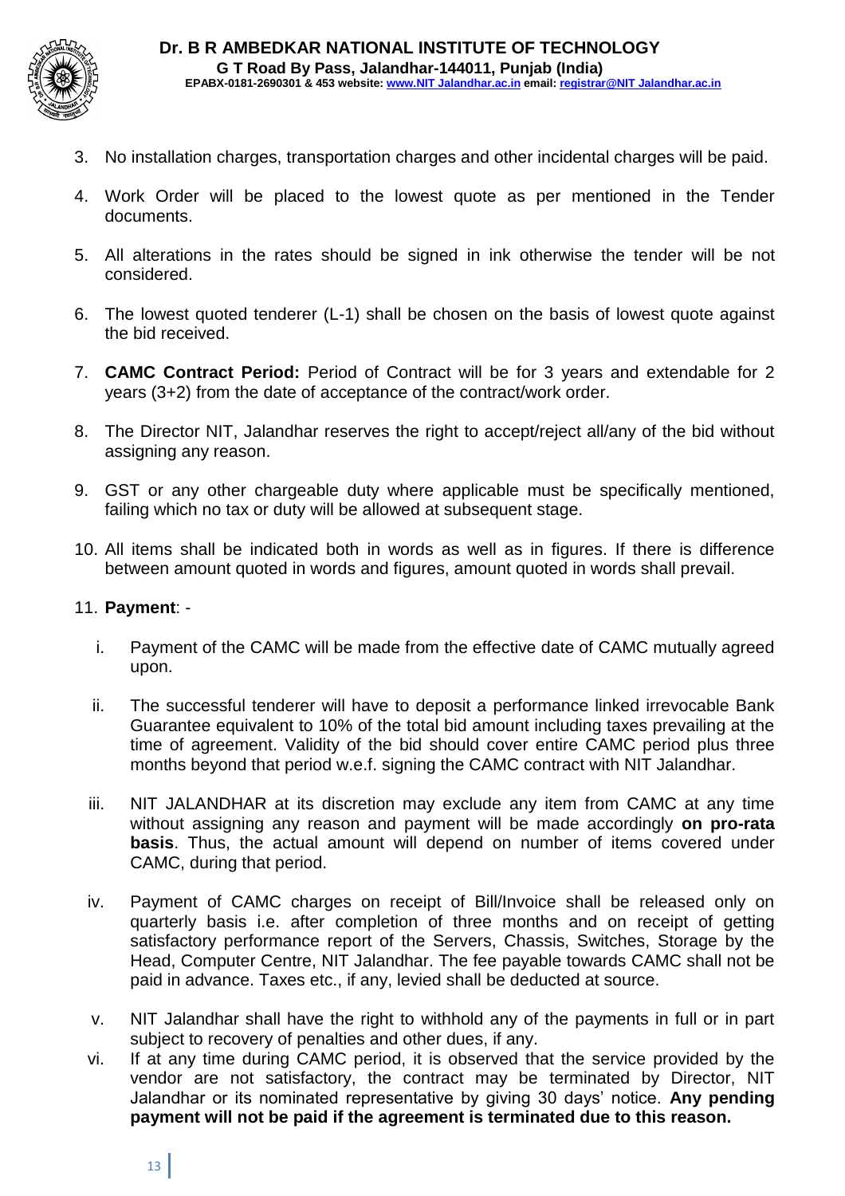3. No installation charges, transportation charges and other incidental charges will be paid.

4. Work Order will be placed to the lowest quote as per mentioned in the Tender documents.

5. All alterations in the rates should be signed in ink otherwise the tender will be not considered.

6. The lowest quoted tenderer (L-1) shall be chosen on the basis of lowest quote against the bid received.

7. **CAMC Contract Period:** Period of Contract will be for 3 years and extendable for 2 years (3+2) from the date of acceptance of the contract/work order.

8. The Director NIT, Jalandhar reserves the right to accept/reject all/any of the bid without assigning any reason.

9. GST or any other chargeable duty where applicable must be specifically mentioned, failing which no tax or duty will be allowed at subsequent stage.

10. All items shall be indicated both in words as well as in figures. If there is difference between amount quoted in words and figures, amount quoted in words shall prevail.

11. **Payment**: -

    i. Payment of the CAMC will be made from the effective date of CAMC mutually agreed upon.

    ii. The successful tenderer will have to deposit a performance linked irrevocable Bank Guarantee equivalent to 10% of the total bid amount including taxes prevailing at the time of agreement. Validity of the bid should cover entire CAMC period plus three months beyond that period w.e.f. signing the CAMC contract with NIT Jalandhar.

    iii. NIT JALANDHAR at its discretion may exclude any item from CAMC at any time without assigning any reason and payment will be made accordingly **on pro-rata basis**. Thus, the actual amount will depend on number of items covered under CAMC, during that period.

    iv. Payment of CAMC charges on receipt of Bill/Invoice shall be released only on quarterly basis i.e. after completion of three months and on receipt of getting satisfactory performance report of the Servers, Chassis, Switches, Storage by the Head, Computer Centre, NIT Jalandhar. The fee payable towards CAMC shall not be paid in advance. Taxes etc., if any, levied shall be deducted at source.

    v. NIT Jalandhar shall have the right to withhold any of the payments in full or in part subject to recovery of penalties and other dues, if any.

    vi. If at any time during CAMC period, it is observed that the service provided by the vendor are not satisfactory, the contract may be terminated by Director, NIT Jalandhar or its nominated representative by giving 30 days' notice. **Any pending payment will not be paid if the agreement is terminated due to this reason.**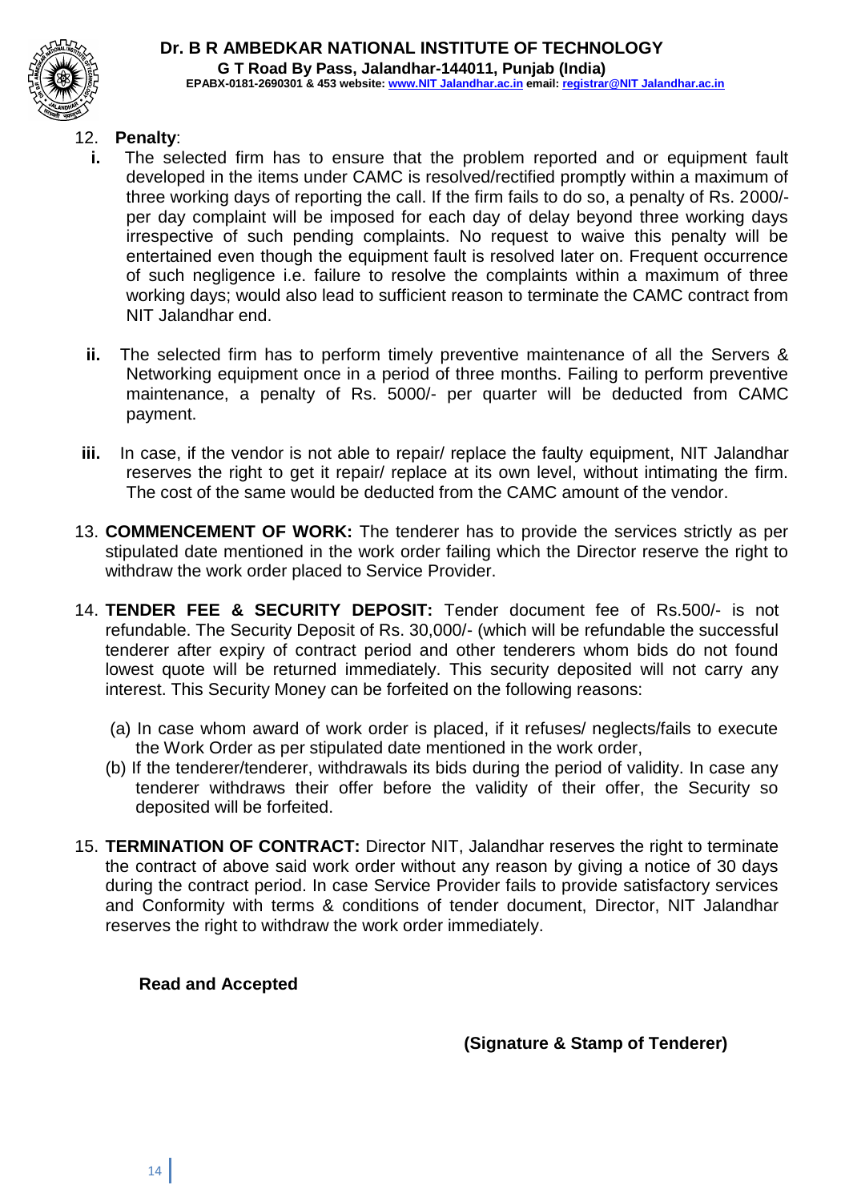12. **Penalty**:
    - **i.** The selected firm has to ensure that the problem reported and or equipment fault developed in the items under CAMC is resolved/rectified promptly within a maximum of three working days of reporting the call. If the firm fails to do so, a penalty of Rs. 2000/- per day complaint will be imposed for each day of delay beyond three working days irrespective of such pending complaints. No request to waive this penalty will be entertained even though the equipment fault is resolved later on. Frequent occurrence of such negligence i.e. failure to resolve the complaints within a maximum of three working days; would also lead to sufficient reason to terminate the CAMC contract from NIT Jalandhar end.
    - **ii.** The selected firm has to perform timely preventive maintenance of all the Servers & Networking equipment once in a period of three months. Failing to perform preventive maintenance, a penalty of Rs. 5000/- per quarter will be deducted from CAMC payment.
    - **iii.** In case, if the vendor is not able to repair/ replace the faulty equipment, NIT Jalandhar reserves the right to get it repair/ replace at its own level, without intimating the firm. The cost of the same would be deducted from the CAMC amount of the vendor.
13. **COMMENCEMENT OF WORK:** The tenderer has to provide the services strictly as per stipulated date mentioned in the work order failing which the Director reserve the right to withdraw the work order placed to Service Provider.
14. **TENDER FEE & SECURITY DEPOSIT:** Tender document fee of Rs.500/- is not refundable. The Security Deposit of Rs. 30,000/- (which will be refundable the successful tenderer after expiry of contract period and other tenderers whom bids do not found lowest quote will be returned immediately. This security deposited will not carry any interest. This Security Money can be forfeited on the following reasons:
    - (a) In case whom award of work order is placed, if it refuses/ neglects/fails to execute the Work Order as per stipulated date mentioned in the work order,
    - (b) If the tenderer/tenderer, withdrawals its bids during the period of validity. In case any tenderer withdraws their offer before the validity of their offer, the Security so deposited will be forfeited.
15. **TERMINATION OF CONTRACT:** Director NIT, Jalandhar reserves the right to terminate the contract of above said work order without any reason by giving a notice of 30 days during the contract period. In case Service Provider fails to provide satisfactory services and Conformity with terms & conditions of tender document, Director, NIT Jalandhar reserves the right to withdraw the work order immediately.

**Read and Accepted**

**(Signature & Stamp of Tenderer)**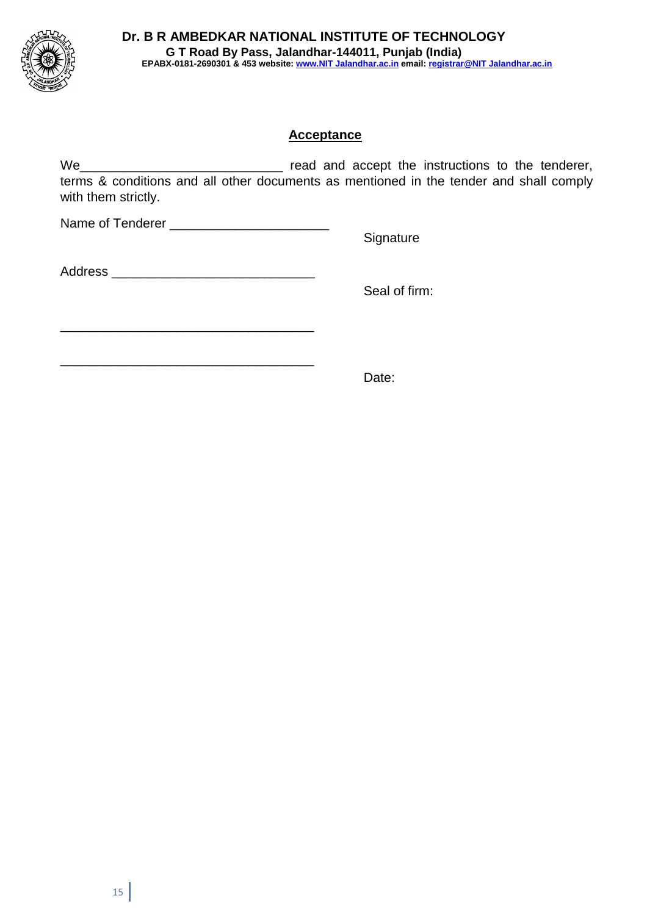**Dr. B R AMBEDKAR NATIONAL INSTITUTE OF TECHNOLOGY**
**G T Road By Pass, Jalandhar-144011, Punjab (India)**
**EPABX-0181-2690301 & 453 website: www.NIT Jalandhar.ac.in email: registrar@NIT Jalandhar.ac.in**

## Acceptance

We___________________________ read and accept the instructions to the tenderer, terms & conditions and all other documents as mentioned in the tender and shall comply with them strictly.

Name of Tenderer _____________________

Signature

Address ___________________________

Seal of firm:

__________________________________

__________________________________

Date: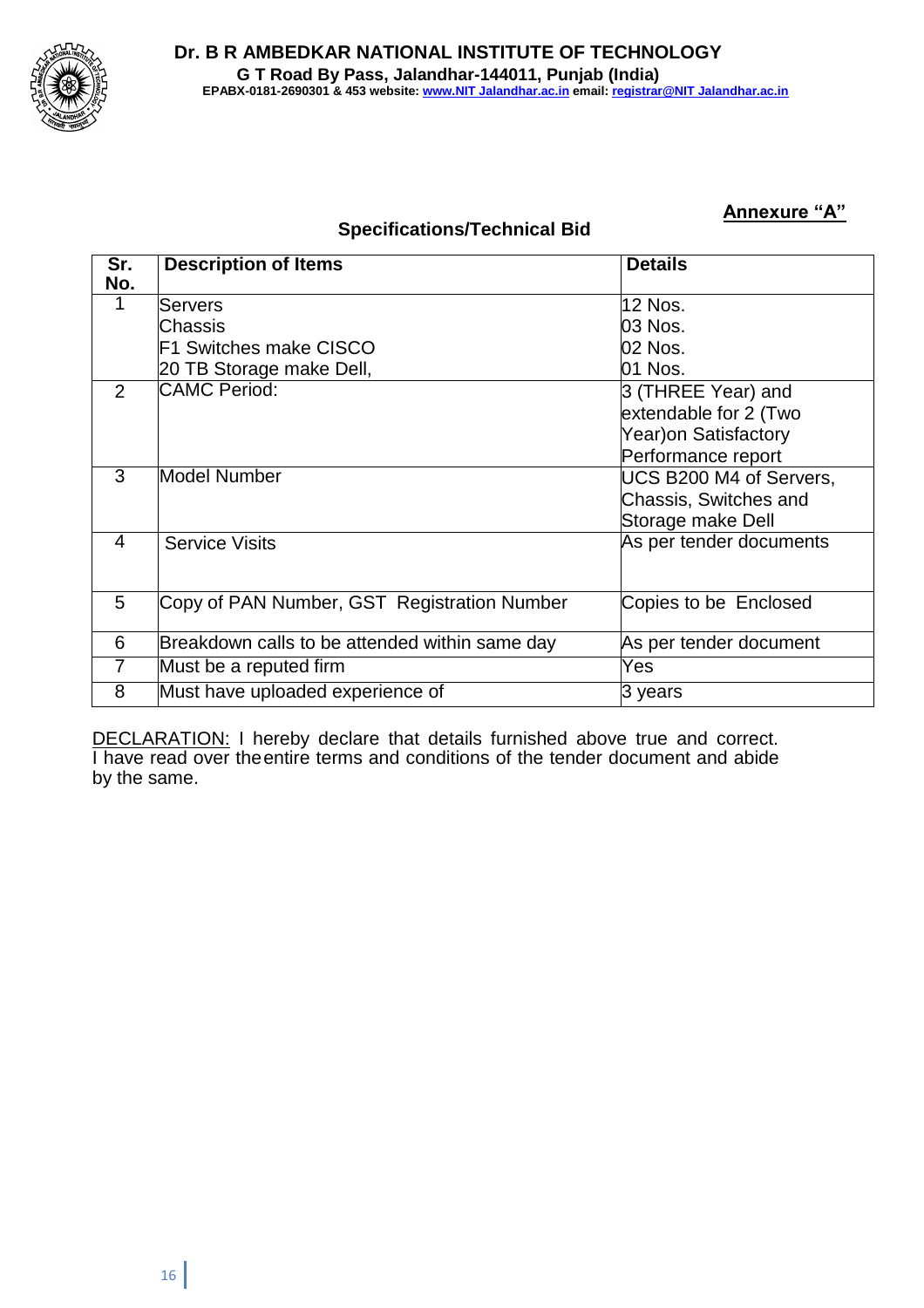**Dr. B R AMBEDKAR NATIONAL INSTITUTE OF TECHNOLOGY**
**G T Road By Pass, Jalandhar-144011, Punjab (India)**
**EPABX-0181-2690301 & 453 website: www.NIT Jalandhar.ac.in email: registrar@NIT Jalandhar.ac.in**

**Annexure "A"**

## Specifications/Technical Bid

| Sr. No. | Description of Items | Details |
|---|---|---|
| 1 | Servers<br>Chassis<br>F1 Switches make CISCO<br>20 TB Storage make Dell, | 12 Nos.<br>03 Nos.<br>02 Nos.<br>01 Nos. |
| 2 | CAMC Period: | 3 (THREE Year) and extendable for 2 (Two Year)on Satisfactory Performance report |
| 3 | Model Number | UCS B200 M4 of Servers, Chassis, Switches and Storage make Dell |
| 4 | Service Visits | As per tender documents |
| 5 | Copy of PAN Number, GST Registration Number | Copies to be Enclosed |
| 6 | Breakdown calls to be attended within same day | As per tender document |
| 7 | Must be a reputed firm | Yes |
| 8 | Must have uploaded experience of | 3 years |

DECLARATION: I hereby declare that details furnished above true and correct. I have read over theentire terms and conditions of the tender document and abide by the same.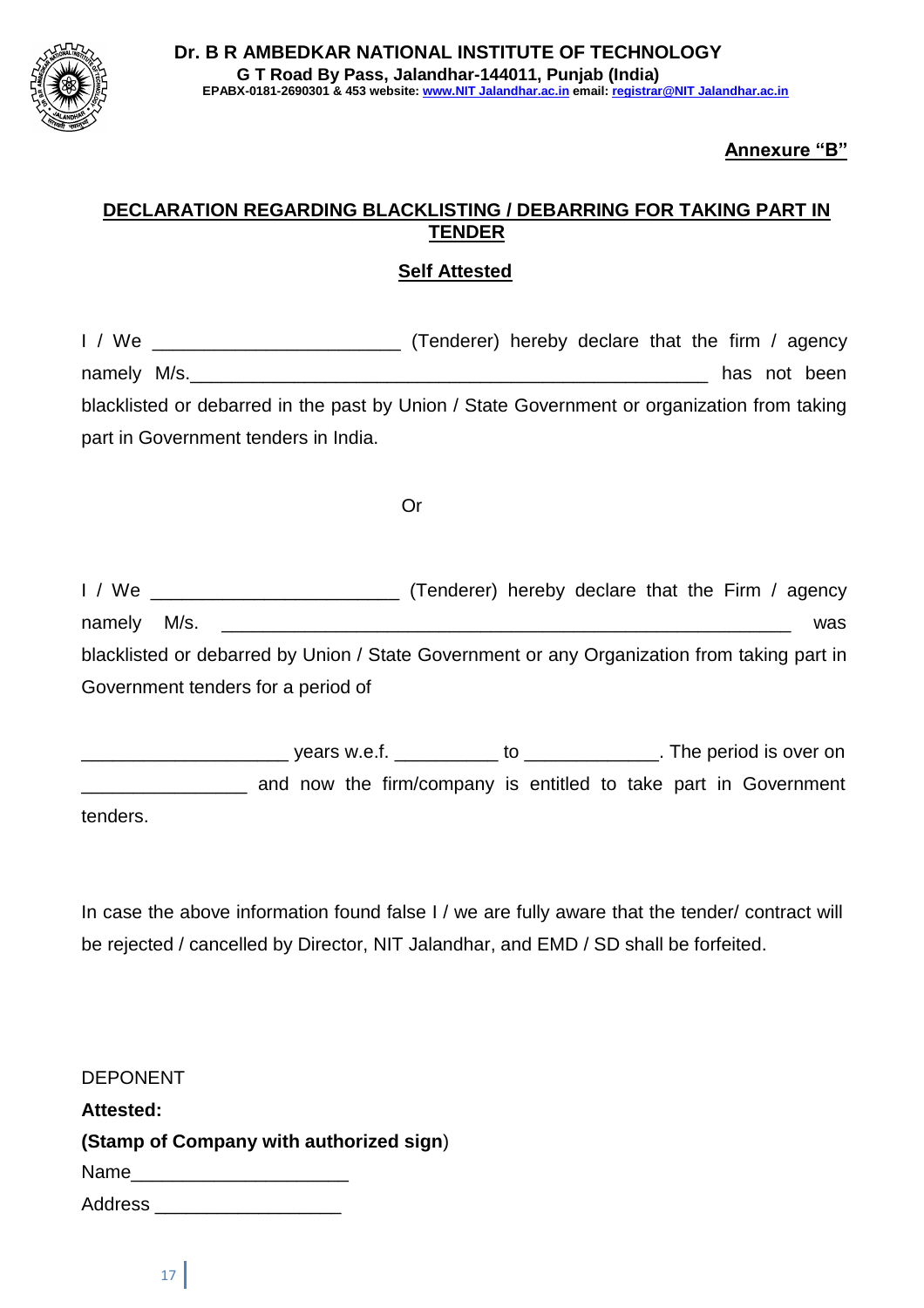**Dr. B R AMBEDKAR NATIONAL INSTITUTE OF TECHNOLOGY**
**G T Road By Pass, Jalandhar-144011, Punjab (India)**
**EPABX-0181-2690301 & 453 website: www.NIT Jalandhar.ac.in email: registrar@NIT Jalandhar.ac.in**

**Annexure "B"**

## DECLARATION REGARDING BLACKLISTING / DEBARRING FOR TAKING PART IN TENDER

**Self Attested**

I / We ________________________ (Tenderer) hereby declare that the firm / agency namely M/s.__________________________________________________ has not been blacklisted or debarred in the past by Union / State Government or organization from taking part in Government tenders in India.

Or

I / We ________________________ (Tenderer) hereby declare that the Firm / agency namely M/s. _______________________________________________________ was blacklisted or debarred by Union / State Government or any Organization from taking part in Government tenders for a period of

____________________ years w.e.f. __________ to _____________. The period is over on ________________ and now the firm/company is entitled to take part in Government tenders.

In case the above information found false I / we are fully aware that the tender/ contract will be rejected / cancelled by Director, NIT Jalandhar, and EMD / SD shall be forfeited.

DEPONENT

**Attested:**

**(Stamp of Company with authorized sign**)

Name_____________________

Address __________________